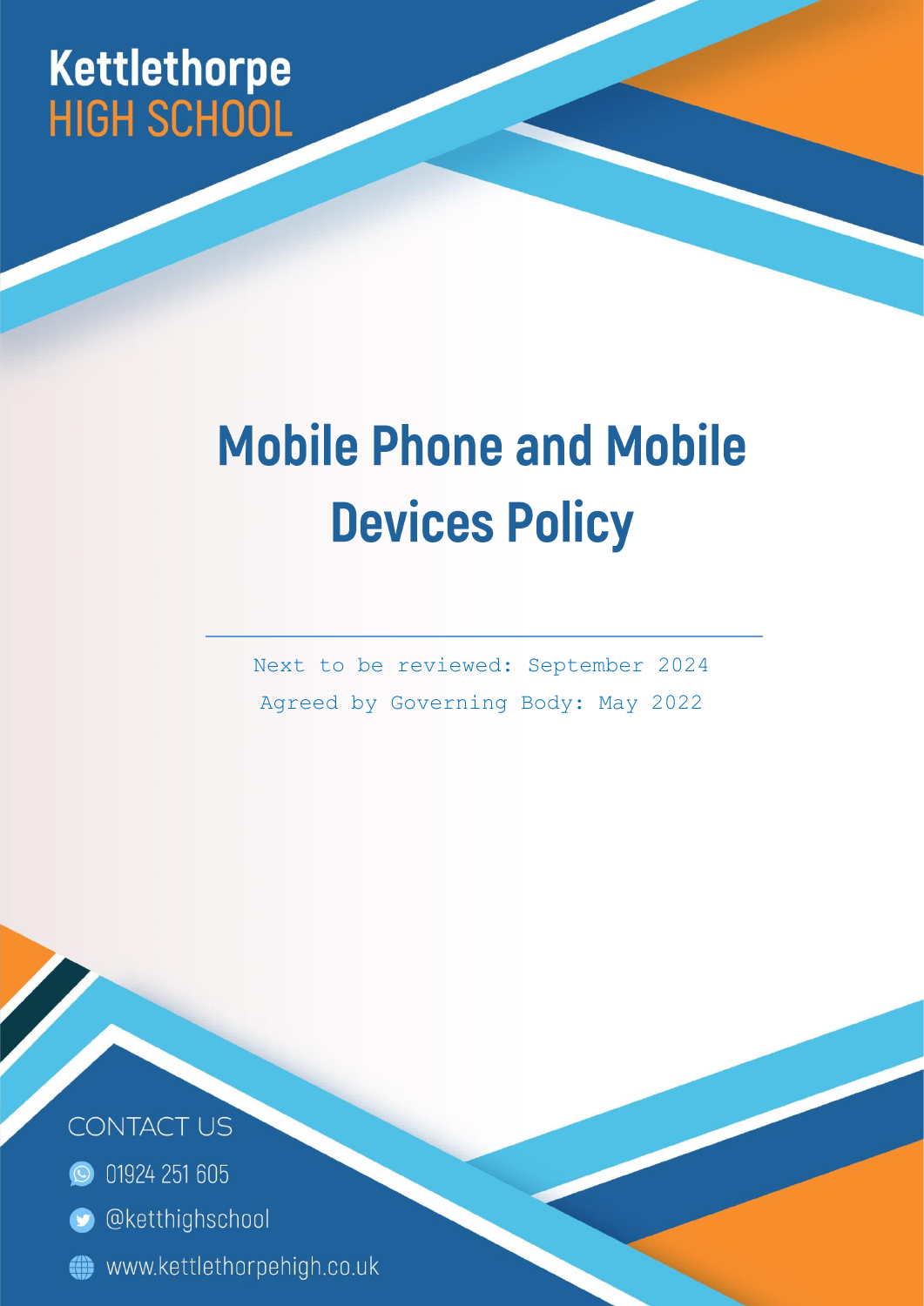Kettlethorpe
HIGH SCHOOL

# Mobile Phone and Mobile Devices Policy

Next to be reviewed: September 2024

Agreed by Governing Body: May 2022

CONTACT US

01924 251 605

@ketthighschool

www.kettlethorpehigh.co.uk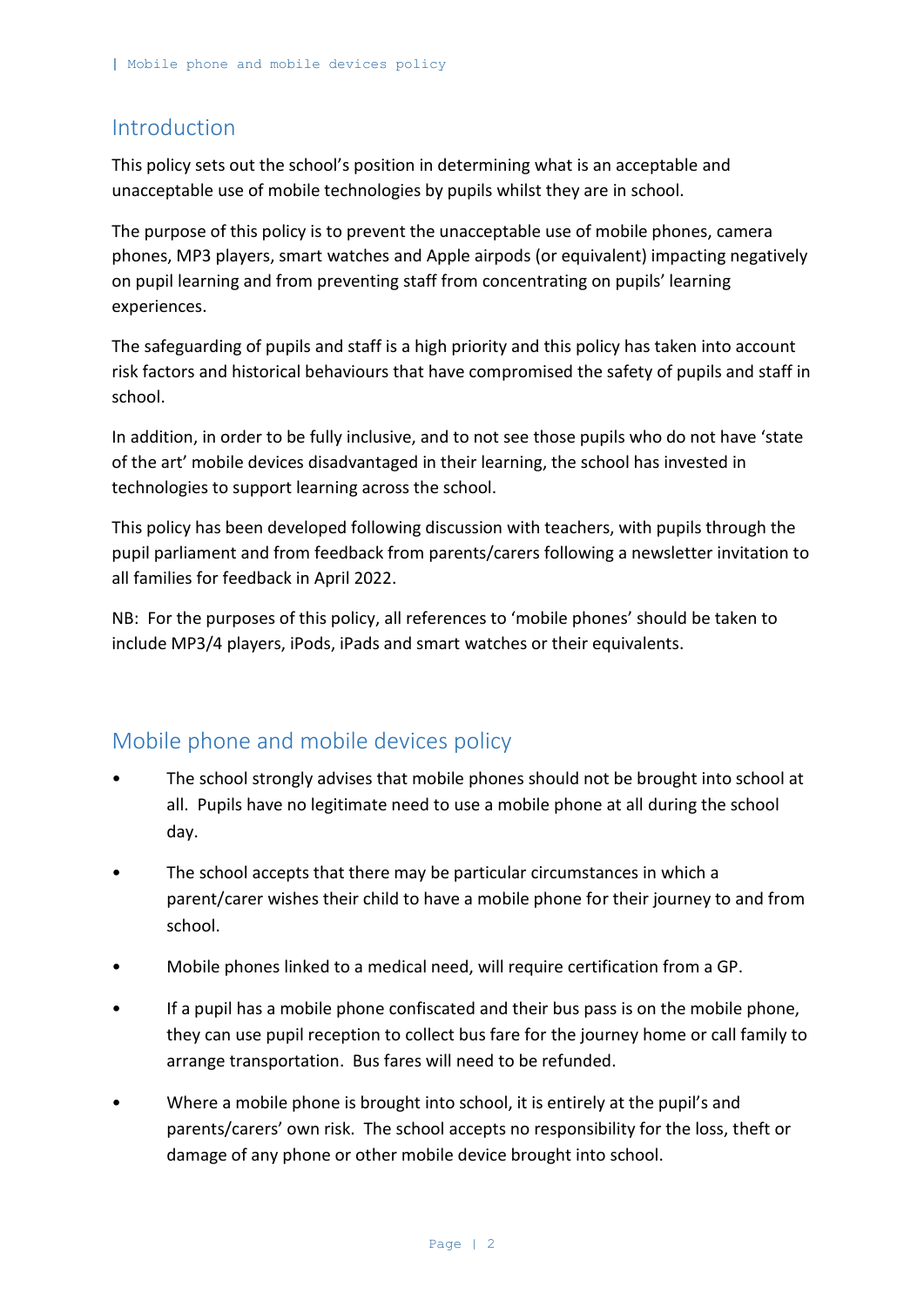## Introduction

This policy sets out the school's position in determining what is an acceptable and unacceptable use of mobile technologies by pupils whilst they are in school.

The purpose of this policy is to prevent the unacceptable use of mobile phones, camera phones, MP3 players, smart watches and Apple airpods (or equivalent) impacting negatively on pupil learning and from preventing staff from concentrating on pupils' learning experiences.

The safeguarding of pupils and staff is a high priority and this policy has taken into account risk factors and historical behaviours that have compromised the safety of pupils and staff in school.

In addition, in order to be fully inclusive, and to not see those pupils who do not have 'state of the art' mobile devices disadvantaged in their learning, the school has invested in technologies to support learning across the school.

This policy has been developed following discussion with teachers, with pupils through the pupil parliament and from feedback from parents/carers following a newsletter invitation to all families for feedback in April 2022.

NB: For the purposes of this policy, all references to 'mobile phones' should be taken to include MP3/4 players, iPods, iPads and smart watches or their equivalents.

## Mobile phone and mobile devices policy

- The school strongly advises that mobile phones should not be brought into school at all. Pupils have no legitimate need to use a mobile phone at all during the school day.
- The school accepts that there may be particular circumstances in which a parent/carer wishes their child to have a mobile phone for their journey to and from school.
- Mobile phones linked to a medical need, will require certification from a GP.
- If a pupil has a mobile phone confiscated and their bus pass is on the mobile phone, they can use pupil reception to collect bus fare for the journey home or call family to arrange transportation. Bus fares will need to be refunded.
- Where a mobile phone is brought into school, it is entirely at the pupil's and parents/carers' own risk. The school accepts no responsibility for the loss, theft or damage of any phone or other mobile device brought into school.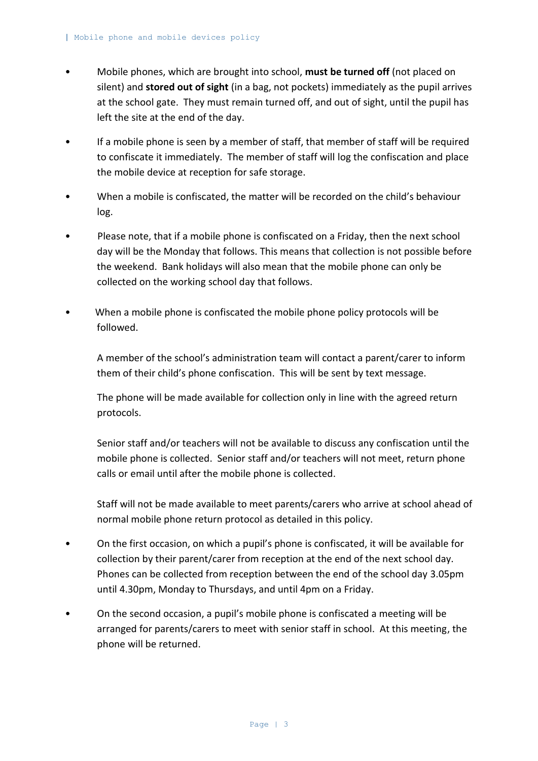- Mobile phones, which are brought into school, **must be turned off** (not placed on silent) and **stored out of sight** (in a bag, not pockets) immediately as the pupil arrives at the school gate. They must remain turned off, and out of sight, until the pupil has left the site at the end of the day.
- If a mobile phone is seen by a member of staff, that member of staff will be required to confiscate it immediately. The member of staff will log the confiscation and place the mobile device at reception for safe storage.
- When a mobile is confiscated, the matter will be recorded on the child's behaviour log.
- Please note, that if a mobile phone is confiscated on a Friday, then the next school day will be the Monday that follows. This means that collection is not possible before the weekend. Bank holidays will also mean that the mobile phone can only be collected on the working school day that follows.
- When a mobile phone is confiscated the mobile phone policy protocols will be followed.

  A member of the school's administration team will contact a parent/carer to inform them of their child's phone confiscation. This will be sent by text message.

  The phone will be made available for collection only in line with the agreed return protocols.

  Senior staff and/or teachers will not be available to discuss any confiscation until the mobile phone is collected. Senior staff and/or teachers will not meet, return phone calls or email until after the mobile phone is collected.

  Staff will not be made available to meet parents/carers who arrive at school ahead of normal mobile phone return protocol as detailed in this policy.

- On the first occasion, on which a pupil's phone is confiscated, it will be available for collection by their parent/carer from reception at the end of the next school day. Phones can be collected from reception between the end of the school day 3.05pm until 4.30pm, Monday to Thursdays, and until 4pm on a Friday.
- On the second occasion, a pupil's mobile phone is confiscated a meeting will be arranged for parents/carers to meet with senior staff in school. At this meeting, the phone will be returned.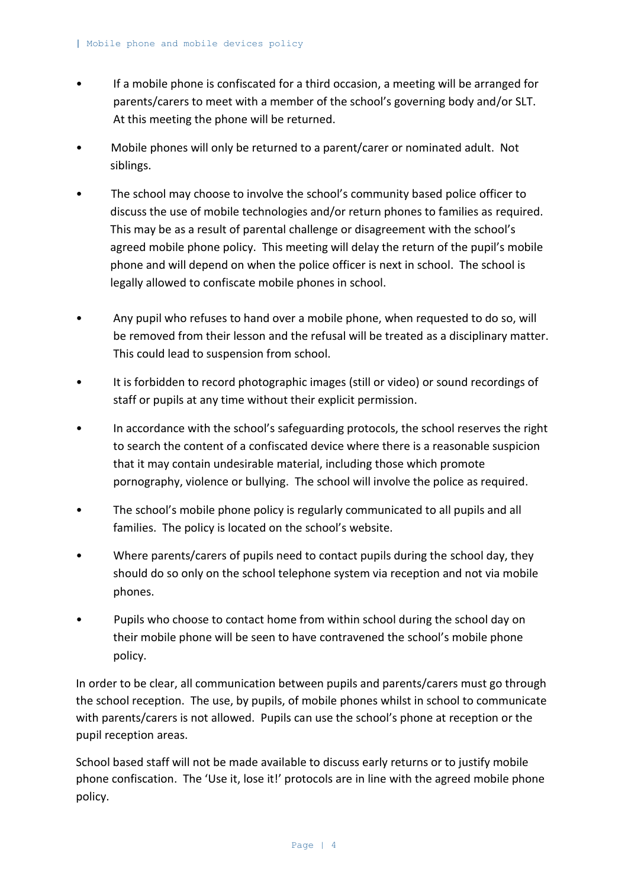- If a mobile phone is confiscated for a third occasion, a meeting will be arranged for parents/carers to meet with a member of the school's governing body and/or SLT. At this meeting the phone will be returned.
- Mobile phones will only be returned to a parent/carer or nominated adult. Not siblings.
- The school may choose to involve the school's community based police officer to discuss the use of mobile technologies and/or return phones to families as required. This may be as a result of parental challenge or disagreement with the school's agreed mobile phone policy. This meeting will delay the return of the pupil's mobile phone and will depend on when the police officer is next in school. The school is legally allowed to confiscate mobile phones in school.
- Any pupil who refuses to hand over a mobile phone, when requested to do so, will be removed from their lesson and the refusal will be treated as a disciplinary matter. This could lead to suspension from school.
- It is forbidden to record photographic images (still or video) or sound recordings of staff or pupils at any time without their explicit permission.
- In accordance with the school's safeguarding protocols, the school reserves the right to search the content of a confiscated device where there is a reasonable suspicion that it may contain undesirable material, including those which promote pornography, violence or bullying. The school will involve the police as required.
- The school's mobile phone policy is regularly communicated to all pupils and all families. The policy is located on the school's website.
- Where parents/carers of pupils need to contact pupils during the school day, they should do so only on the school telephone system via reception and not via mobile phones.
- Pupils who choose to contact home from within school during the school day on their mobile phone will be seen to have contravened the school's mobile phone policy.

In order to be clear, all communication between pupils and parents/carers must go through the school reception. The use, by pupils, of mobile phones whilst in school to communicate with parents/carers is not allowed. Pupils can use the school's phone at reception or the pupil reception areas.

School based staff will not be made available to discuss early returns or to justify mobile phone confiscation. The 'Use it, lose it!' protocols are in line with the agreed mobile phone policy.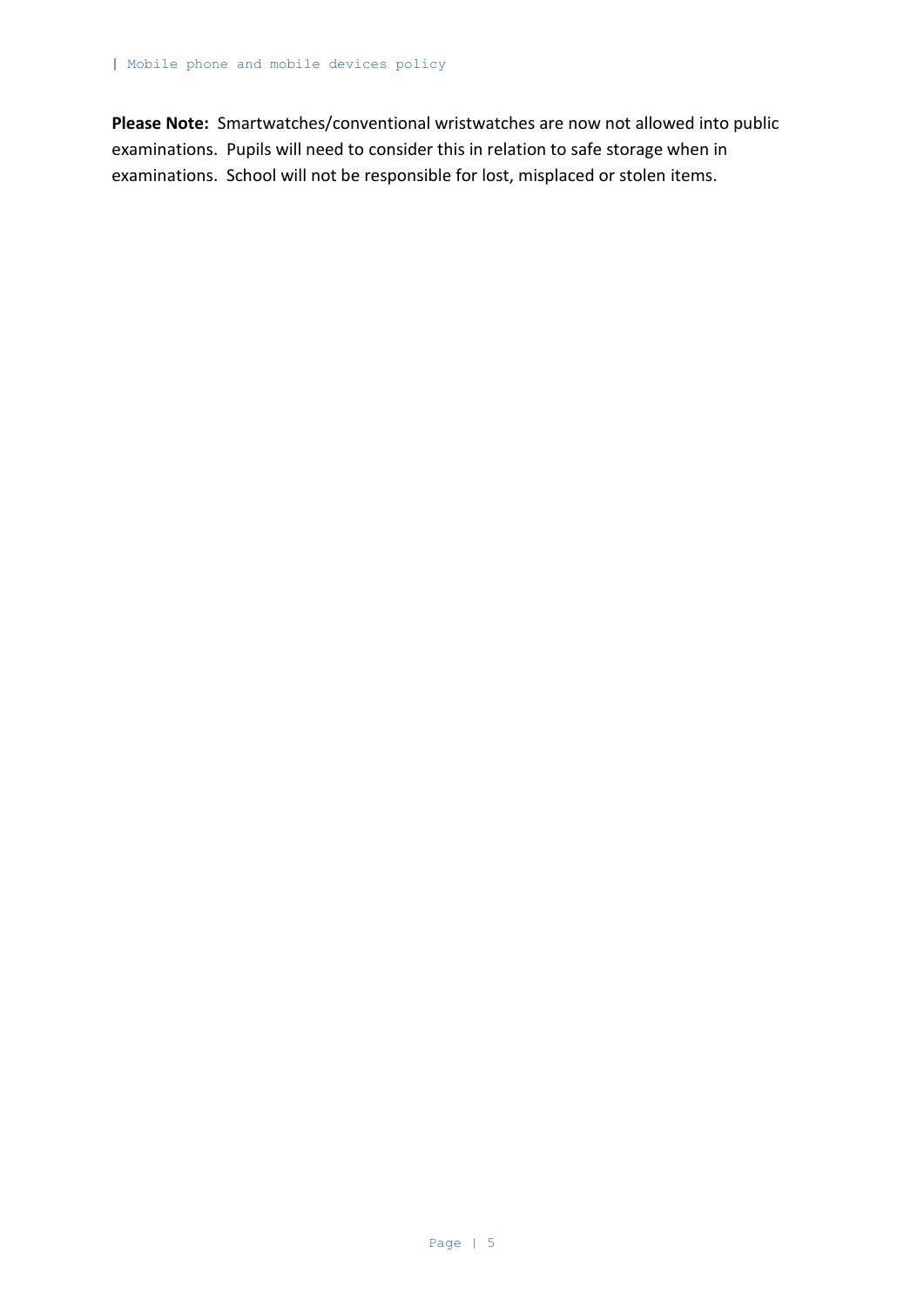**Please Note:** Smartwatches/conventional wristwatches are now not allowed into public examinations. Pupils will need to consider this in relation to safe storage when in examinations. School will not be responsible for lost, misplaced or stolen items.